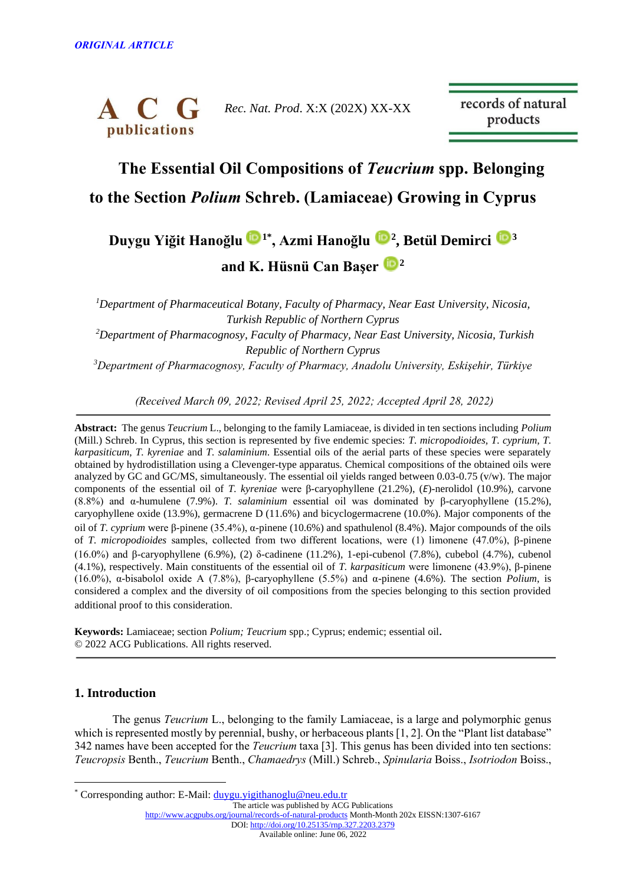*ORIGINAL ARTICLE*

# The Essential Oil Compositions of *Teucrium* spp. Belonging to the Section *Polium* Schreb. (Lamiaceae) Growing in Cyprus

**Duygu Yiğit Hanoğlu [1*], Azmi Hanoğlu [2], Betül Demirci [3] and K. Hüsnü Can Başer [2]**

[1]*Department of Pharmaceutical Botany, Faculty of Pharmacy, Near East University, Nicosia, Turkish Republic of Northern Cyprus*

[2]*Department of Pharmacognosy, Faculty of Pharmacy, Near East University, Nicosia, Turkish Republic of Northern Cyprus*

[3]*Department of Pharmacognosy, Faculty of Pharmacy, Anadolu University, Eskişehir, Türkiye*

*(Received March 09, 2022; Revised April 25, 2022; Accepted April 28, 2022)*

---

**Abstract:** The genus *Teucrium* L., belonging to the family Lamiaceae, is divided in ten sections including *Polium* (Mill.) Schreb. In Cyprus, this section is represented by five endemic species: *T. micropodioides*, *T. cyprium*, *T. karpasiticum*, *T. kyreniae* and *T. salaminium*. Essential oils of the aerial parts of these species were separately obtained by hydrodistillation using a Clevenger-type apparatus. Chemical compositions of the obtained oils were analyzed by GC and GC/MS, simultaneously. The essential oil yields ranged between 0.03-0.75 (v/w). The major components of the essential oil of *T. kyreniae* were β-caryophyllene (21.2%), (*E*)-nerolidol (10.9%), carvone (8.8%) and α-humulene (7.9%). *T. salaminium* essential oil was dominated by β-caryophyllene (15.2%), caryophyllene oxide (13.9%), germacrene D (11.6%) and bicyclogermacrene (10.0%). Major components of the oil of *T. cyprium* were β-pinene (35.4%), α-pinene (10.6%) and spathulenol (8.4%). Major compounds of the oils of *T. micropodioides* samples, collected from two different locations, were (1) limonene (47.0%), β-pinene (16.0%) and β-caryophyllene (6.9%), (2) δ-cadinene (11.2%), 1-epi-cubenol (7.8%), cubebol (4.7%), cubenol (4.1%), respectively. Main constituents of the essential oil of *T. karpasiticum* were limonene (43.9%), β-pinene (16.0%), α-bisabolol oxide A (7.8%), β-caryophyllene (5.5%) and α-pinene (4.6%). The section *Polium*, is considered a complex and the diversity of oil compositions from the species belonging to this section provided additional proof to this consideration.

**Keywords:** Lamiaceae; section *Polium; Teucrium* spp.; Cyprus; endemic; essential oil.
© 2022 ACG Publications. All rights reserved.

---

## 1. Introduction

The genus *Teucrium* L., belonging to the family Lamiaceae, is a large and polymorphic genus which is represented mostly by perennial, bushy, or herbaceous plants [1, 2]. On the "Plant list database" 342 names have been accepted for the *Teucrium* taxa [3]. This genus has been divided into ten sections: *Teucropsis* Benth., *Teucrium* Benth., *Chamaedrys* (Mill.) Schreb., *Spinularia* Boiss., *Isotriodon* Boiss.,

---

[*] Corresponding author: E-Mail: duygu.yigithanoglu@neu.edu.tr

The article was published by ACG Publications
http://www.acgpubs.org/journal/records-of-natural-products Month-Month 202x EISSN:1307-6167
DOI: http://doi.org/10.25135/rnp.327.2203.2379
Available online: June 06, 2022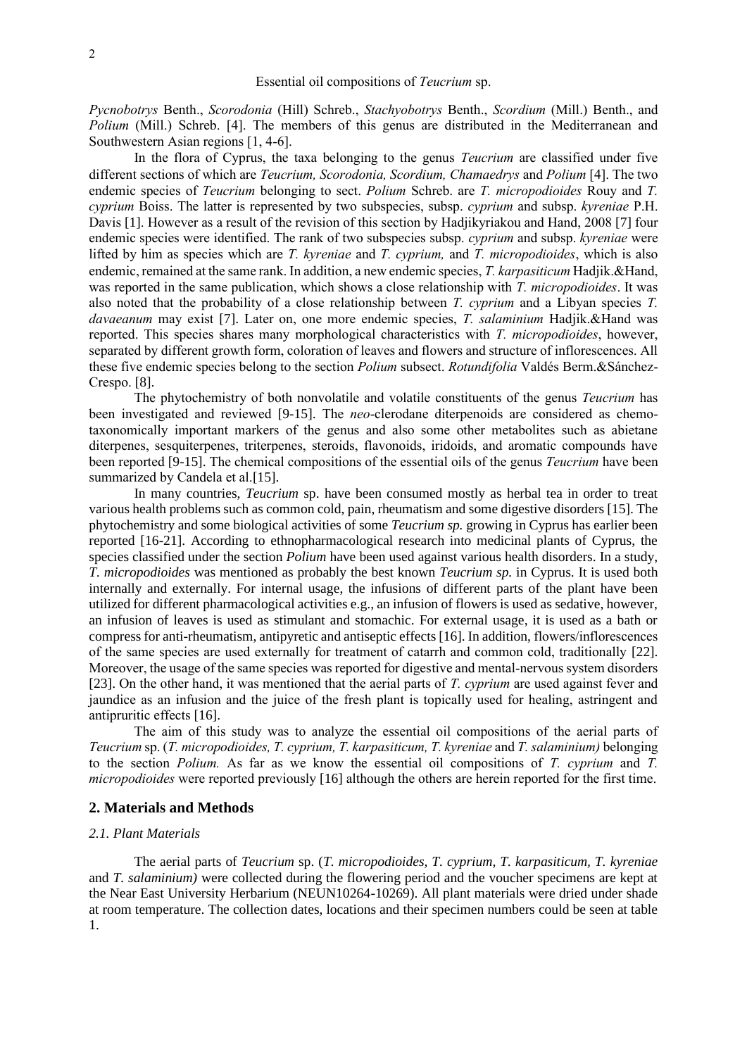*Pycnobotrys* Benth., *Scorodonia* (Hill) Schreb., *Stachyobotrys* Benth., *Scordium* (Mill.) Benth., and *Polium* (Mill.) Schreb. [4]. The members of this genus are distributed in the Mediterranean and Southwestern Asian regions [1, 4-6].

In the flora of Cyprus, the taxa belonging to the genus *Teucrium* are classified under five different sections of which are *Teucrium, Scorodonia, Scordium, Chamaedrys* and *Polium* [4]. The two endemic species of *Teucrium* belonging to sect. *Polium* Schreb. are *T. micropodioides* Rouy and *T. cyprium* Boiss. The latter is represented by two subspecies, subsp. *cyprium* and subsp. *kyreniae* P.H. Davis [1]. However as a result of the revision of this section by Hadjikyriakou and Hand, 2008 [7] four endemic species were identified. The rank of two subspecies subsp. *cyprium* and subsp. *kyreniae* were lifted by him as species which are *T. kyreniae* and *T. cyprium,* and *T. micropodioides*, which is also endemic, remained at the same rank. In addition, a new endemic species, *T. karpasiticum* Hadjik.&Hand, was reported in the same publication, which shows a close relationship with *T. micropodioides*. It was also noted that the probability of a close relationship between *T. cyprium* and a Libyan species *T. davaeanum* may exist [7]. Later on, one more endemic species, *T. salaminium* Hadjik.&Hand was reported. This species shares many morphological characteristics with *T. micropodioides*, however, separated by different growth form, coloration of leaves and flowers and structure of inflorescences. All these five endemic species belong to the section *Polium* subsect. *Rotundifolia* Valdés Berm.&Sánchez-Crespo. [8].

The phytochemistry of both nonvolatile and volatile constituents of the genus *Teucrium* has been investigated and reviewed [9-15]. The *neo*-clerodane diterpenoids are considered as chemo-taxonomically important markers of the genus and also some other metabolites such as abietane diterpenes, sesquiterpenes, triterpenes, steroids, flavonoids, iridoids, and aromatic compounds have been reported [9-15]. The chemical compositions of the essential oils of the genus *Teucrium* have been summarized by Candela et al.[15].

In many countries, *Teucrium* sp. have been consumed mostly as herbal tea in order to treat various health problems such as common cold, pain, rheumatism and some digestive disorders [15]. The phytochemistry and some biological activities of some *Teucrium sp.* growing in Cyprus has earlier been reported [16-21]. According to ethnopharmacological research into medicinal plants of Cyprus, the species classified under the section *Polium* have been used against various health disorders. In a study, *T. micropodioides* was mentioned as probably the best known *Teucrium sp.* in Cyprus. It is used both internally and externally. For internal usage, the infusions of different parts of the plant have been utilized for different pharmacological activities e.g., an infusion of flowers is used as sedative, however, an infusion of leaves is used as stimulant and stomachic. For external usage, it is used as a bath or compress for anti-rheumatism, antipyretic and antiseptic effects [16]. In addition, flowers/inflorescences of the same species are used externally for treatment of catarrh and common cold, traditionally [22]. Moreover, the usage of the same species was reported for digestive and mental-nervous system disorders [23]. On the other hand, it was mentioned that the aerial parts of *T. cyprium* are used against fever and jaundice as an infusion and the juice of the fresh plant is topically used for healing, astringent and antipruritic effects [16].

The aim of this study was to analyze the essential oil compositions of the aerial parts of *Teucrium* sp. (*T. micropodioides, T. cyprium, T. karpasiticum, T. kyreniae* and *T. salaminium)* belonging to the section *Polium.* As far as we know the essential oil compositions of *T. cyprium* and *T. micropodioides* were reported previously [16] although the others are herein reported for the first time.

## 2. Materials and Methods

### *2.1. Plant Materials*

The aerial parts of *Teucrium* sp. (*T. micropodioides, T. cyprium, T. karpasiticum, T. kyreniae* and *T. salaminium)* were collected during the flowering period and the voucher specimens are kept at the Near East University Herbarium (NEUN10264-10269). All plant materials were dried under shade at room temperature. The collection dates, locations and their specimen numbers could be seen at table 1.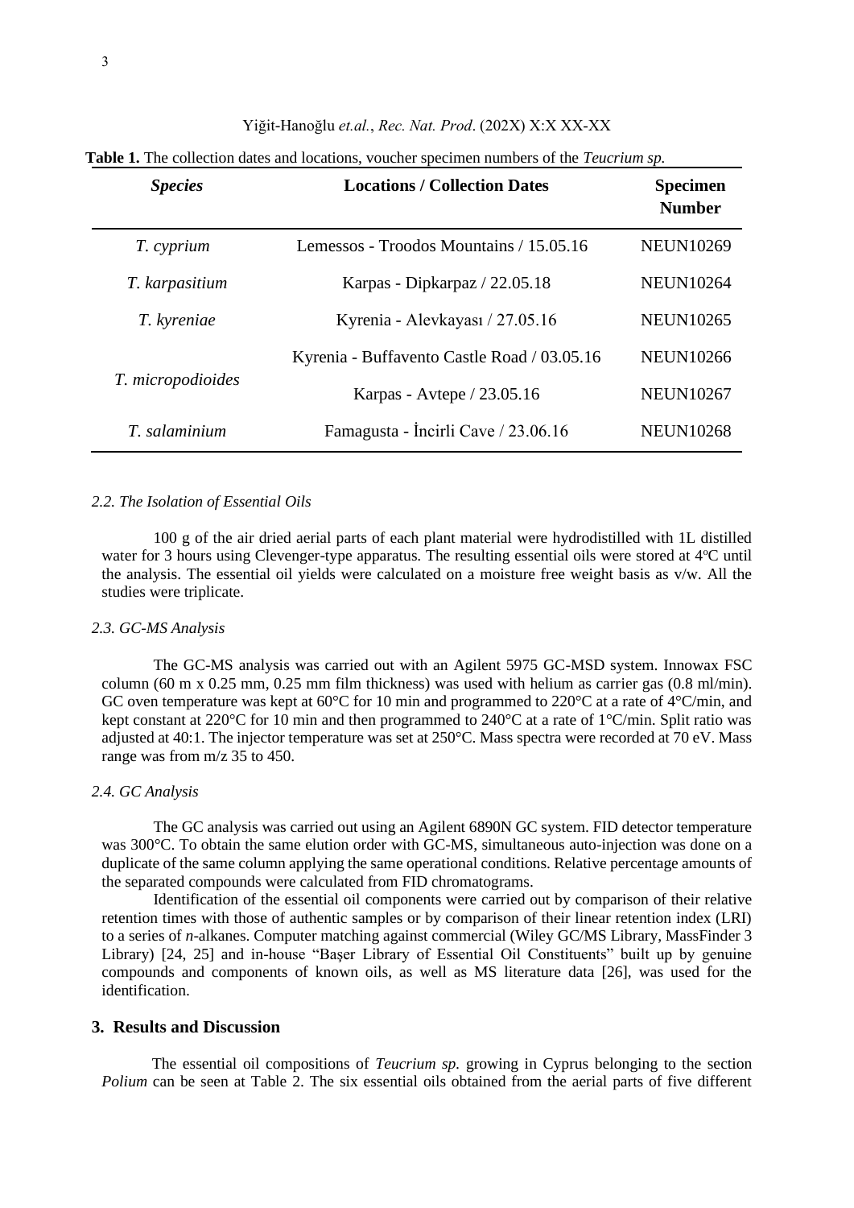**Table 1.** The collection dates and locations, voucher specimen numbers of the *Teucrium sp.*

| *Species* | **Locations / Collection Dates** | **Specimen Number** |
|---|---|---|
| *T. cyprium* | Lemessos - Troodos Mountains / 15.05.16 | NEUN10269 |
| *T. karpasitium* | Karpas - Dipkarpaz / 22.05.18 | NEUN10264 |
| *T. kyreniae* | Kyrenia - Alevkayası / 27.05.16 | NEUN10265 |
| *T. micropodioides* | Kyrenia - Buffavento Castle Road / 03.05.16 | NEUN10266 |
| | Karpas - Avtepe / 23.05.16 | NEUN10267 |
| *T. salaminium* | Famagusta - İncirli Cave / 23.06.16 | NEUN10268 |

### *2.2. The Isolation of Essential Oils*

100 g of the air dried aerial parts of each plant material were hydrodistilled with 1L distilled water for 3 hours using Clevenger-type apparatus. The resulting essential oils were stored at 4°C until the analysis. The essential oil yields were calculated on a moisture free weight basis as v/w. All the studies were triplicate.

### *2.3. GC-MS Analysis*

The GC-MS analysis was carried out with an Agilent 5975 GC-MSD system. Innowax FSC column (60 m x 0.25 mm, 0.25 mm film thickness) was used with helium as carrier gas (0.8 ml/min). GC oven temperature was kept at 60°C for 10 min and programmed to 220°C at a rate of 4°C/min, and kept constant at 220°C for 10 min and then programmed to 240°C at a rate of 1°C/min. Split ratio was adjusted at 40:1. The injector temperature was set at 250°C. Mass spectra were recorded at 70 eV. Mass range was from m/z 35 to 450.

### *2.4. GC Analysis*

The GC analysis was carried out using an Agilent 6890N GC system. FID detector temperature was 300°C. To obtain the same elution order with GC-MS, simultaneous auto-injection was done on a duplicate of the same column applying the same operational conditions. Relative percentage amounts of the separated compounds were calculated from FID chromatograms.

Identification of the essential oil components were carried out by comparison of their relative retention times with those of authentic samples or by comparison of their linear retention index (LRI) to a series of *n*-alkanes. Computer matching against commercial (Wiley GC/MS Library, MassFinder 3 Library) [24, 25] and in-house "Başer Library of Essential Oil Constituents" built up by genuine compounds and components of known oils, as well as MS literature data [26], was used for the identification.

## 3. Results and Discussion

The essential oil compositions of *Teucrium sp.* growing in Cyprus belonging to the section *Polium* can be seen at Table 2. The six essential oils obtained from the aerial parts of five different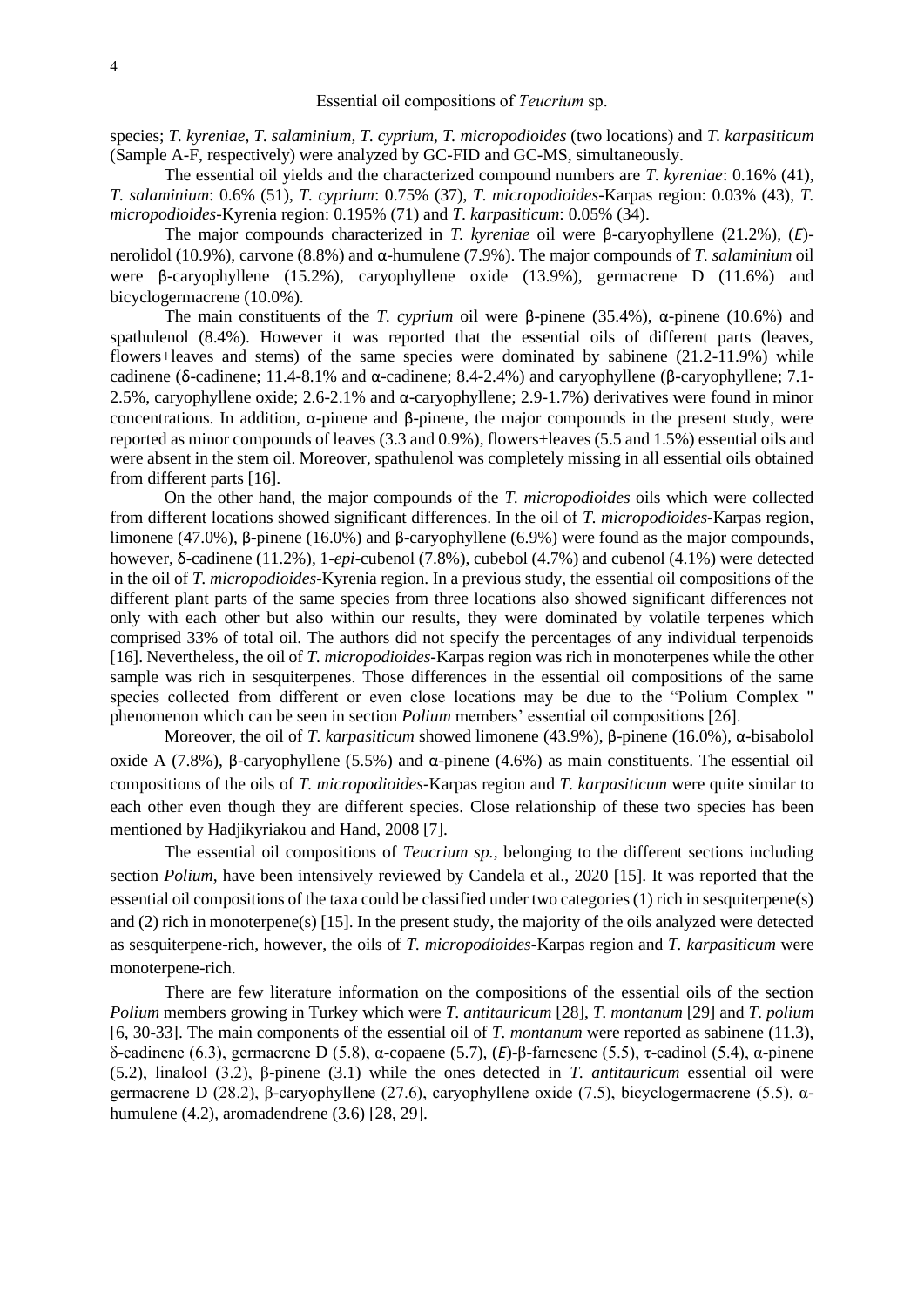species; *T. kyreniae, T. salaminium, T. cyprium, T. micropodioides* (two locations) and *T. karpasiticum* (Sample A-F, respectively) were analyzed by GC-FID and GC-MS, simultaneously.

The essential oil yields and the characterized compound numbers are *T. kyreniae*: 0.16% (41), *T. salaminium*: 0.6% (51), *T. cyprium*: 0.75% (37), *T. micropodioides*-Karpas region: 0.03% (43), *T. micropodioides*-Kyrenia region: 0.195% (71) and *T. karpasiticum*: 0.05% (34).

The major compounds characterized in *T. kyreniae* oil were β-caryophyllene (21.2%), (*E*)-nerolidol (10.9%), carvone (8.8%) and α-humulene (7.9%). The major compounds of *T. salaminium* oil were β-caryophyllene (15.2%), caryophyllene oxide (13.9%), germacrene D (11.6%) and bicyclogermacrene (10.0%).

The main constituents of the *T. cyprium* oil were β-pinene (35.4%), α-pinene (10.6%) and spathulenol (8.4%). However it was reported that the essential oils of different parts (leaves, flowers+leaves and stems) of the same species were dominated by sabinene (21.2-11.9%) while cadinene (δ-cadinene; 11.4-8.1% and α-cadinene; 8.4-2.4%) and caryophyllene (β-caryophyllene; 7.1-2.5%, caryophyllene oxide; 2.6-2.1% and α-caryophyllene; 2.9-1.7%) derivatives were found in minor concentrations. In addition, α-pinene and β-pinene, the major compounds in the present study, were reported as minor compounds of leaves (3.3 and 0.9%), flowers+leaves (5.5 and 1.5%) essential oils and were absent in the stem oil. Moreover, spathulenol was completely missing in all essential oils obtained from different parts [16].

On the other hand, the major compounds of the *T. micropodioides* oils which were collected from different locations showed significant differences. In the oil of *T. micropodioides*-Karpas region, limonene (47.0%), β-pinene (16.0%) and β-caryophyllene (6.9%) were found as the major compounds, however, δ-cadinene (11.2%), 1-*epi*-cubenol (7.8%), cubebol (4.7%) and cubenol (4.1%) were detected in the oil of *T. micropodioides*-Kyrenia region. In a previous study, the essential oil compositions of the different plant parts of the same species from three locations also showed significant differences not only with each other but also within our results, they were dominated by volatile terpenes which comprised 33% of total oil. The authors did not specify the percentages of any individual terpenoids [16]. Nevertheless, the oil of *T. micropodioides*-Karpas region was rich in monoterpenes while the other sample was rich in sesquiterpenes. Those differences in the essential oil compositions of the same species collected from different or even close locations may be due to the "Polium Complex " phenomenon which can be seen in section *Polium* members' essential oil compositions [26].

Moreover, the oil of *T. karpasiticum* showed limonene (43.9%), β-pinene (16.0%), α-bisabolol oxide A (7.8%), β-caryophyllene (5.5%) and α-pinene (4.6%) as main constituents. The essential oil compositions of the oils of *T. micropodioides*-Karpas region and *T. karpasiticum* were quite similar to each other even though they are different species. Close relationship of these two species has been mentioned by Hadjikyriakou and Hand, 2008 [7].

The essential oil compositions of *Teucrium sp.*, belonging to the different sections including section *Polium*, have been intensively reviewed by Candela et al., 2020 [15]. It was reported that the essential oil compositions of the taxa could be classified under two categories (1) rich in sesquiterpene(s) and (2) rich in monoterpene(s) [15]. In the present study, the majority of the oils analyzed were detected as sesquiterpene-rich, however, the oils of *T. micropodioides*-Karpas region and *T. karpasiticum* were monoterpene-rich.

There are few literature information on the compositions of the essential oils of the section *Polium* members growing in Turkey which were *T. antitauricum* [28], *T. montanum* [29] and *T. polium* [6, 30-33]. The main components of the essential oil of *T. montanum* were reported as sabinene (11.3), δ-cadinene (6.3), germacrene D (5.8), α-copaene (5.7), (*E*)-β-farnesene (5.5), τ-cadinol (5.4), α-pinene (5.2), linalool (3.2), β-pinene (3.1) while the ones detected in *T. antitauricum* essential oil were germacrene D (28.2), β-caryophyllene (27.6), caryophyllene oxide (7.5), bicyclogermacrene (5.5), α-humulene (4.2), aromadendrene (3.6) [28, 29].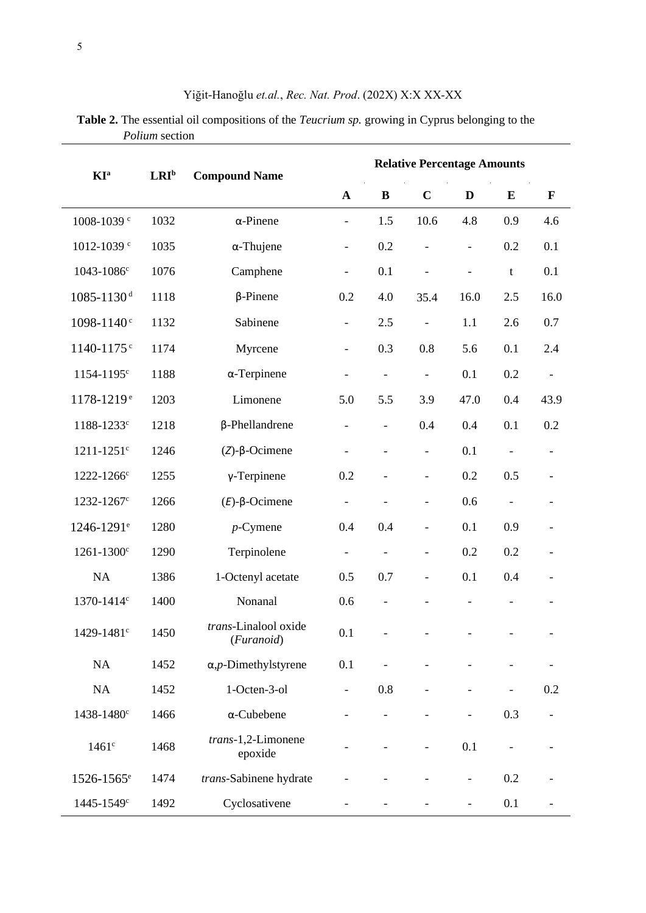**Table 2.** The essential oil compositions of the *Teucrium sp.* growing in Cyprus belonging to the *Polium* section

| KI[a] | LRI[b] | Compound Name | Relative Percentage Amounts | | | | | |
|---|---|---|---|---|---|---|---|---|
| | | | **A** | **B** | **C** | **D** | **E** | **F** |
| 1008-1039 [c] | 1032 | α-Pinene | - | 1.5 | 10.6 | 4.8 | 0.9 | 4.6 |
| 1012-1039 [c] | 1035 | α-Thujene | - | 0.2 | - | - | 0.2 | 0.1 |
| 1043-1086[c] | 1076 | Camphene | - | 0.1 | - | - | t | 0.1 |
| 1085-1130 [d] | 1118 | β-Pinene | 0.2 | 4.0 | 35.4 | 16.0 | 2.5 | 16.0 |
| 1098-1140 [c] | 1132 | Sabinene | - | 2.5 | - | 1.1 | 2.6 | 0.7 |
| 1140-1175 [c] | 1174 | Myrcene | - | 0.3 | 0.8 | 5.6 | 0.1 | 2.4 |
| 1154-1195[c] | 1188 | α-Terpinene | - | - | - | 0.1 | 0.2 | - |
| 1178-1219 [e] | 1203 | Limonene | 5.0 | 5.5 | 3.9 | 47.0 | 0.4 | 43.9 |
| 1188-1233[c] | 1218 | β-Phellandrene | - | - | 0.4 | 0.4 | 0.1 | 0.2 |
| 1211-1251[c] | 1246 | (*Z*)-β-Ocimene | - | - | - | 0.1 | - | - |
| 1222-1266[c] | 1255 | γ-Terpinene | 0.2 | - | - | 0.2 | 0.5 | - |
| 1232-1267[c] | 1266 | (*E*)-β-Ocimene | - | - | - | 0.6 | - | - |
| 1246-1291[e] | 1280 | *p*-Cymene | 0.4 | 0.4 | - | 0.1 | 0.9 | - |
| 1261-1300[c] | 1290 | Terpinolene | - | - | - | 0.2 | 0.2 | - |
| NA | 1386 | 1-Octenyl acetate | 0.5 | 0.7 | - | 0.1 | 0.4 | - |
| 1370-1414[c] | 1400 | Nonanal | 0.6 | - | - | - | - | - |
| 1429-1481[c] | 1450 | *trans*-Linalool oxide (*Furanoid*) | 0.1 | - | - | - | - | - |
| NA | 1452 | α,*p*-Dimethylstyrene | 0.1 | - | - | - | - | - |
| NA | 1452 | 1-Octen-3-ol | - | 0.8 | - | - | - | 0.2 |
| 1438-1480[c] | 1466 | α-Cubebene | - | - | - | - | 0.3 | - |
| 1461[c] | 1468 | *trans*-1,2-Limonene epoxide | - | - | - | 0.1 | - | - |
| 1526-1565[e] | 1474 | *trans*-Sabinene hydrate | - | - | - | - | 0.2 | - |
| 1445-1549[c] | 1492 | Cyclosativene | - | - | - | - | 0.1 | - |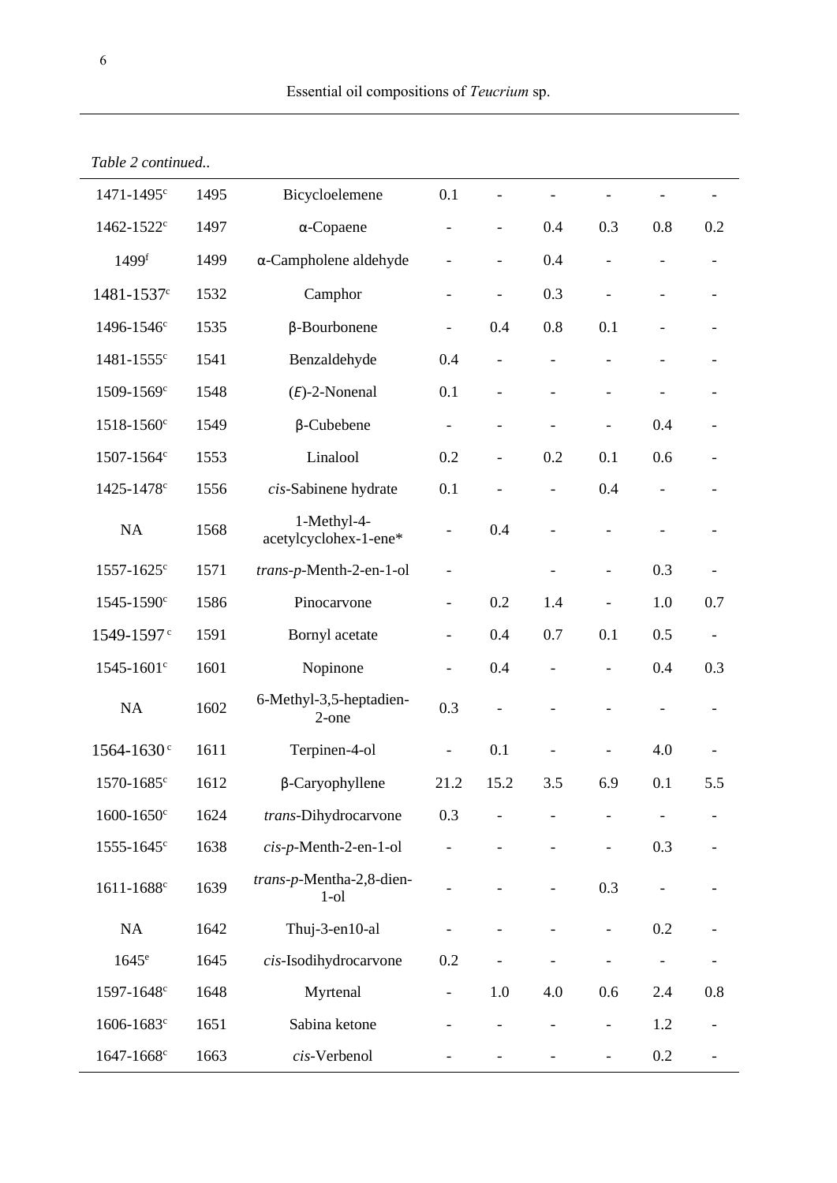*Table 2 continued..*

| | | | | | | | | |
|---|---|---|---|---|---|---|---|---|
| 1471-1495[c] | 1495 | Bicycloelemene | 0.1 | - | - | - | - | - |
| 1462-1522[c] | 1497 | α-Copaene | - | - | 0.4 | 0.3 | 0.8 | 0.2 |
| 1499[f] | 1499 | α-Campholene aldehyde | - | - | 0.4 | - | - | - |
| 1481-1537[c] | 1532 | Camphor | - | - | 0.3 | - | - | - |
| 1496-1546[c] | 1535 | β-Bourbonene | - | 0.4 | 0.8 | 0.1 | - | - |
| 1481-1555[c] | 1541 | Benzaldehyde | 0.4 | - | - | - | - | - |
| 1509-1569[c] | 1548 | (*E*)-2-Nonenal | 0.1 | - | - | - | - | - |
| 1518-1560[c] | 1549 | β-Cubebene | - | - | - | - | 0.4 | - |
| 1507-1564[c] | 1553 | Linalool | 0.2 | - | 0.2 | 0.1 | 0.6 | - |
| 1425-1478[c] | 1556 | *cis*-Sabinene hydrate | 0.1 | - | - | 0.4 | - | - |
| NA | 1568 | 1-Methyl-4-acetylcyclohex-1-ene* | - | 0.4 | - | - | - | - |
| 1557-1625[c] | 1571 | *trans*-*p*-Menth-2-en-1-ol | - | | - | - | 0.3 | - |
| 1545-1590[c] | 1586 | Pinocarvone | - | 0.2 | 1.4 | - | 1.0 | 0.7 |
| 1549-1597[c] | 1591 | Bornyl acetate | - | 0.4 | 0.7 | 0.1 | 0.5 | - |
| 1545-1601[c] | 1601 | Nopinone | - | 0.4 | - | - | 0.4 | 0.3 |
| NA | 1602 | 6-Methyl-3,5-heptadien-2-one | 0.3 | - | - | - | - | - |
| 1564-1630[c] | 1611 | Terpinen-4-ol | - | 0.1 | - | - | 4.0 | - |
| 1570-1685[c] | 1612 | β-Caryophyllene | 21.2 | 15.2 | 3.5 | 6.9 | 0.1 | 5.5 |
| 1600-1650[c] | 1624 | *trans*-Dihydrocarvone | 0.3 | - | - | - | - | - |
| 1555-1645[c] | 1638 | *cis*-*p*-Menth-2-en-1-ol | - | - | - | - | 0.3 | - |
| 1611-1688[c] | 1639 | *trans*-*p*-Mentha-2,8-dien-1-ol | - | - | - | 0.3 | - | - |
| NA | 1642 | Thuj-3-en10-al | - | - | - | - | 0.2 | - |
| 1645[e] | 1645 | *cis*-Isodihydrocarvone | 0.2 | - | - | - | - | - |
| 1597-1648[c] | 1648 | Myrtenal | - | 1.0 | 4.0 | 0.6 | 2.4 | 0.8 |
| 1606-1683[c] | 1651 | Sabina ketone | - | - | - | - | 1.2 | - |
| 1647-1668[c] | 1663 | *cis*-Verbenol | - | - | - | - | 0.2 | - |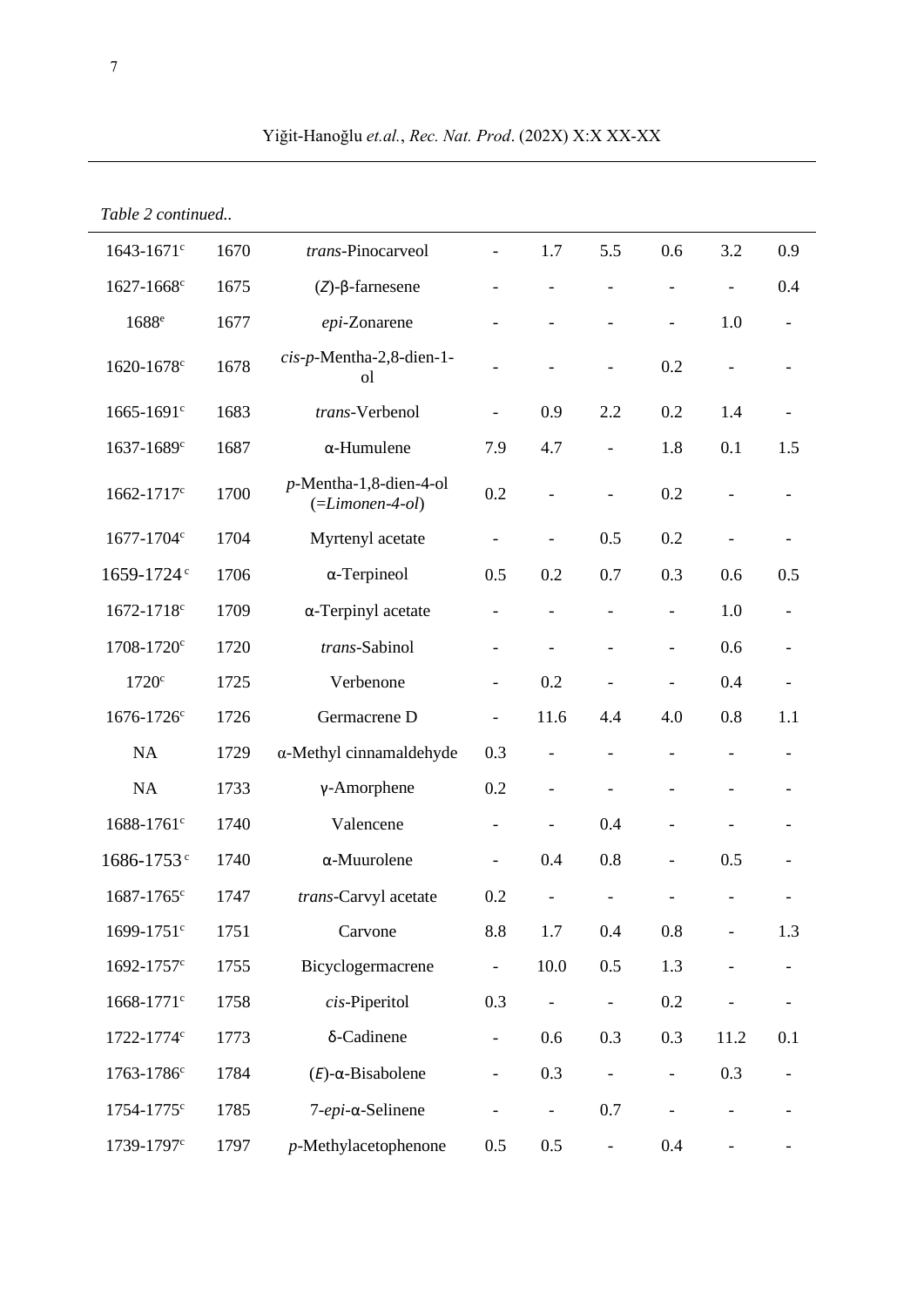*Table 2 continued..*

| | | | | | | | | |
|---|---|---|---|---|---|---|---|---|
| 1643-1671[c] | 1670 | *trans*-Pinocarveol | - | 1.7 | 5.5 | 0.6 | 3.2 | 0.9 |
| 1627-1668[c] | 1675 | (*Z*)-β-farnesene | - | - | - | - | - | 0.4 |
| 1688[e] | 1677 | *epi*-Zonarene | - | - | - | - | 1.0 | - |
| 1620-1678[c] | 1678 | *cis*-*p*-Mentha-2,8-dien-1-ol | - | - | - | 0.2 | - | - |
| 1665-1691[c] | 1683 | *trans*-Verbenol | - | 0.9 | 2.2 | 0.2 | 1.4 | - |
| 1637-1689[c] | 1687 | α-Humulene | 7.9 | 4.7 | - | 1.8 | 0.1 | 1.5 |
| 1662-1717[c] | 1700 | *p*-Mentha-1,8-dien-4-ol (=*Limonen-4-ol*) | 0.2 | - | - | 0.2 | - | - |
| 1677-1704[c] | 1704 | Myrtenyl acetate | - | - | 0.5 | 0.2 | - | - |
| 1659-1724[c] | 1706 | α-Terpineol | 0.5 | 0.2 | 0.7 | 0.3 | 0.6 | 0.5 |
| 1672-1718[c] | 1709 | α-Terpinyl acetate | - | - | - | - | 1.0 | - |
| 1708-1720[c] | 1720 | *trans*-Sabinol | - | - | - | - | 0.6 | - |
| 1720[c] | 1725 | Verbenone | - | 0.2 | - | - | 0.4 | - |
| 1676-1726[c] | 1726 | Germacrene D | - | 11.6 | 4.4 | 4.0 | 0.8 | 1.1 |
| NA | 1729 | α-Methyl cinnamaldehyde | 0.3 | - | - | - | - | - |
| NA | 1733 | γ-Amorphene | 0.2 | - | - | - | - | - |
| 1688-1761[c] | 1740 | Valencene | - | - | 0.4 | - | - | - |
| 1686-1753[c] | 1740 | α-Muurolene | - | 0.4 | 0.8 | - | 0.5 | - |
| 1687-1765[c] | 1747 | *trans*-Carvyl acetate | 0.2 | - | - | - | - | - |
| 1699-1751[c] | 1751 | Carvone | 8.8 | 1.7 | 0.4 | 0.8 | - | 1.3 |
| 1692-1757[c] | 1755 | Bicyclogermacrene | - | 10.0 | 0.5 | 1.3 | - | - |
| 1668-1771[c] | 1758 | *cis*-Piperitol | 0.3 | - | - | 0.2 | - | - |
| 1722-1774[c] | 1773 | δ-Cadinene | - | 0.6 | 0.3 | 0.3 | 11.2 | 0.1 |
| 1763-1786[c] | 1784 | (*E*)-α-Bisabolene | - | 0.3 | - | - | 0.3 | - |
| 1754-1775[c] | 1785 | 7-*epi*-α-Selinene | - | - | 0.7 | - | - | - |
| 1739-1797[c] | 1797 | *p*-Methylacetophenone | 0.5 | 0.5 | - | 0.4 | - | - |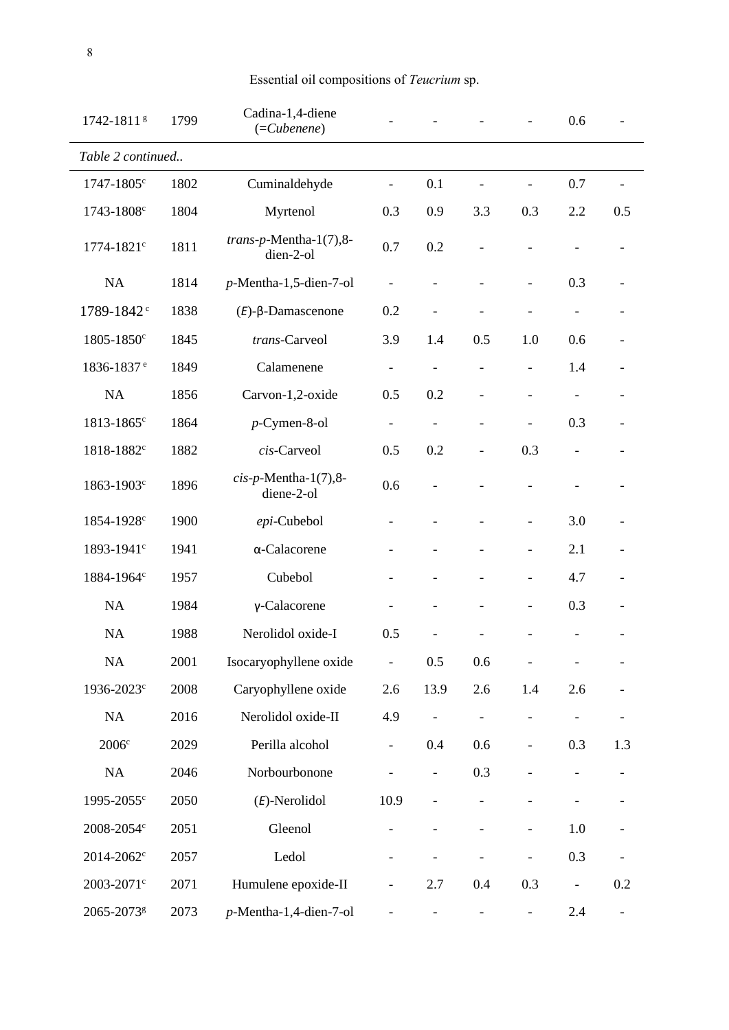Essential oil compositions of *Teucrium* sp.

| | | | | | | | | |
|---|---|---|---|---|---|---|---|---|
| 1742-1811[g] | 1799 | Cadina-1,4-diene (=*Cubenene*) | - | - | - | - | 0.6 | - |

*Table 2 continued..*

| | | | | | | | | |
|---|---|---|---|---|---|---|---|---|
| 1747-1805[c] | 1802 | Cuminaldehyde | - | 0.1 | - | - | 0.7 | - |
| 1743-1808[c] | 1804 | Myrtenol | 0.3 | 0.9 | 3.3 | 0.3 | 2.2 | 0.5 |
| 1774-1821[c] | 1811 | *trans-p*-Mentha-1(7),8-dien-2-ol | 0.7 | 0.2 | - | - | - | - |
| NA | 1814 | *p*-Mentha-1,5-dien-7-ol | - | - | - | - | 0.3 | - |
| 1789-1842[c] | 1838 | (*E*)-β-Damascenone | 0.2 | - | - | - | - | - |
| 1805-1850[c] | 1845 | *trans*-Carveol | 3.9 | 1.4 | 0.5 | 1.0 | 0.6 | - |
| 1836-1837[e] | 1849 | Calamenene | - | - | - | - | 1.4 | - |
| NA | 1856 | Carvon-1,2-oxide | 0.5 | 0.2 | - | - | - | - |
| 1813-1865[c] | 1864 | *p*-Cymen-8-ol | - | - | - | - | 0.3 | - |
| 1818-1882[c] | 1882 | *cis*-Carveol | 0.5 | 0.2 | - | 0.3 | - | - |
| 1863-1903[c] | 1896 | *cis-p*-Mentha-1(7),8-diene-2-ol | 0.6 | - | - | - | - | - |
| 1854-1928[c] | 1900 | *epi*-Cubebol | - | - | - | - | 3.0 | - |
| 1893-1941[c] | 1941 | α-Calacorene | - | - | - | - | 2.1 | - |
| 1884-1964[c] | 1957 | Cubebol | - | - | - | - | 4.7 | - |
| NA | 1984 | γ-Calacorene | - | - | - | - | 0.3 | - |
| NA | 1988 | Nerolidol oxide-I | 0.5 | - | - | - | - | - |
| NA | 2001 | Isocaryophyllene oxide | - | 0.5 | 0.6 | - | - | - |
| 1936-2023[c] | 2008 | Caryophyllene oxide | 2.6 | 13.9 | 2.6 | 1.4 | 2.6 | - |
| NA | 2016 | Nerolidol oxide-II | 4.9 | - | - | - | - | - |
| 2006[c] | 2029 | Perilla alcohol | - | 0.4 | 0.6 | - | 0.3 | 1.3 |
| NA | 2046 | Norbourbonone | - | - | 0.3 | - | - | - |
| 1995-2055[c] | 2050 | (*E*)-Nerolidol | 10.9 | - | - | - | - | - |
| 2008-2054[c] | 2051 | Gleenol | - | - | - | - | 1.0 | - |
| 2014-2062[c] | 2057 | Ledol | - | - | - | - | 0.3 | - |
| 2003-2071[c] | 2071 | Humulene epoxide-II | - | 2.7 | 0.4 | 0.3 | - | 0.2 |
| 2065-2073[g] | 2073 | *p*-Mentha-1,4-dien-7-ol | - | - | - | - | 2.4 | - |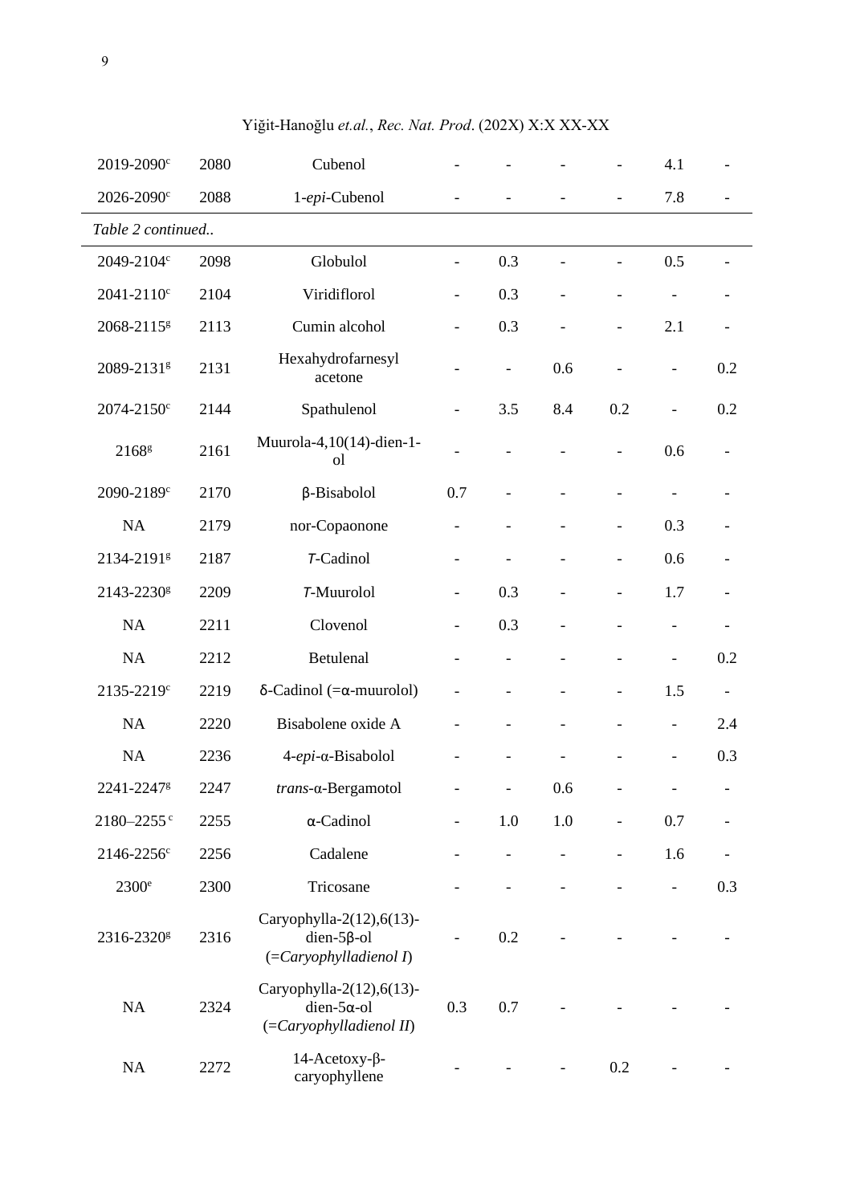| | | | | | | | | |
|---|---|---|---|---|---|---|---|---|
| 2019-2090[c] | 2080 | Cubenol | - | - | - | - | 4.1 | - |
| 2026-2090[c] | 2088 | 1-*epi*-Cubenol | - | - | - | - | 7.8 | - |

*Table 2 continued..*

| | | | | | | | | |
|---|---|---|---|---|---|---|---|---|
| 2049-2104[c] | 2098 | Globulol | - | 0.3 | - | - | 0.5 | - |
| 2041-2110[c] | 2104 | Viridiflorol | - | 0.3 | - | - | - | - |
| 2068-2115[g] | 2113 | Cumin alcohol | - | 0.3 | - | - | 2.1 | - |
| 2089-2131[g] | 2131 | Hexahydrofarnesyl acetone | - | - | 0.6 | - | - | 0.2 |
| 2074-2150[c] | 2144 | Spathulenol | - | 3.5 | 8.4 | 0.2 | - | 0.2 |
| 2168[g] | 2161 | Muurola-4,10(14)-dien-1-ol | - | - | - | - | 0.6 | - |
| 2090-2189[c] | 2170 | β-Bisabolol | 0.7 | - | - | - | - | - |
| NA | 2179 | nor-Copaonone | - | - | - | - | 0.3 | - |
| 2134-2191[g] | 2187 | *T*-Cadinol | - | - | - | - | 0.6 | - |
| 2143-2230[g] | 2209 | *T*-Muurolol | - | 0.3 | - | - | 1.7 | - |
| NA | 2211 | Clovenol | - | 0.3 | - | - | - | - |
| NA | 2212 | Betulenal | - | - | - | - | - | 0.2 |
| 2135-2219[c] | 2219 | δ-Cadinol (=α-muurolol) | - | - | - | - | 1.5 | - |
| NA | 2220 | Bisabolene oxide A | - | - | - | - | - | 2.4 |
| NA | 2236 | 4-*epi*-α-Bisabolol | - | - | - | - | - | 0.3 |
| 2241-2247[g] | 2247 | *trans*-α-Bergamotol | - | - | 0.6 | - | - | - |
| 2180–2255[c] | 2255 | α-Cadinol | - | 1.0 | 1.0 | - | 0.7 | - |
| 2146-2256[c] | 2256 | Cadalene | - | - | - | - | 1.6 | - |
| 2300[e] | 2300 | Tricosane | - | - | - | - | - | 0.3 |
| 2316-2320[g] | 2316 | Caryophylla-2(12),6(13)-dien-5β-ol (=*Caryophylladienol I*) | - | 0.2 | - | - | - | - |
| NA | 2324 | Caryophylla-2(12),6(13)-dien-5α-ol (=*Caryophylladienol II*) | 0.3 | 0.7 | - | - | - | - |
| NA | 2272 | 14-Acetoxy-β-caryophyllene | - | - | - | 0.2 | - | - |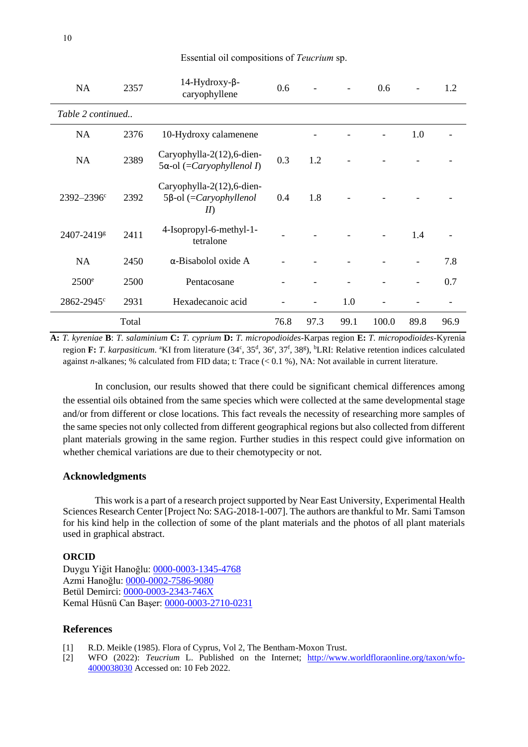| KI[a] | LRI[b] | Compound | A | B | C | D | E | F |
|---|---|---|---|---|---|---|---|---|
| NA | 2357 | 14-Hydroxy-β-caryophyllene | 0.6 | - | - | 0.6 | - | 1.2 |

*Table 2 continued..*

| KI[a] | LRI[b] | Compound | A | B | C | D | E | F |
|---|---|---|---|---|---|---|---|---|
| NA | 2376 | 10-Hydroxy calamenene | | - | - | - | 1.0 | - |
| NA | 2389 | Caryophylla-2(12),6-dien-5α-ol (=*Caryophyllenol I*) | 0.3 | 1.2 | - | - | - | - |
| 2392–2396[c] | 2392 | Caryophylla-2(12),6-dien-5β-ol (=*Caryophyllenol II*) | 0.4 | 1.8 | - | - | - | - |
| 2407-2419[g] | 2411 | 4-Isopropyl-6-methyl-1-tetralone | - | - | - | - | 1.4 | - |
| NA | 2450 | α-Bisabolol oxide A | - | - | - | - | - | 7.8 |
| 2500[e] | 2500 | Pentacosane | - | - | - | - | - | 0.7 |
| 2862-2945[c] | 2931 | Hexadecanoic acid | - | - | 1.0 | - | - | - |
| | Total | | 76.8 | 97.3 | 99.1 | 100.0 | 89.8 | 96.9 |

**A:** *T. kyreniae* **B**: *T. salaminium* **C:** *T. cyprium* **D:** *T. micropodioides*-Karpas region **E:** *T. micropodioides*-Kyrenia region **F:** *T. karpasiticum*. [a]KI from literature (34[c], 35[d], 36[e], 37[f], 38[g]), [b]LRI: Relative retention indices calculated against *n*-alkanes; % calculated from FID data; t: Trace (< 0.1 %), NA: Not available in current literature.

In conclusion, our results showed that there could be significant chemical differences among the essential oils obtained from the same species which were collected at the same developmental stage and/or from different or close locations. This fact reveals the necessity of researching more samples of the same species not only collected from different geographical regions but also collected from different plant materials growing in the same region. Further studies in this respect could give information on whether chemical variations are due to their chemotypecity or not.

## Acknowledgments

This work is a part of a research project supported by Near East University, Experimental Health Sciences Research Center [Project No: SAG-2018-1-007]. The authors are thankful to Mr. Sami Tamson for his kind help in the collection of some of the plant materials and the photos of all plant materials used in graphical abstract.

### ORCID

Duygu Yiğit Hanoğlu: 0000-0003-1345-4768
Azmi Hanoğlu: 0000-0002-7586-9080
Betül Demirci: 0000-0003-2343-746X
Kemal Hüsnü Can Başer: 0000-0003-2710-0231

## References

[1] R.D. Meikle (1985). Flora of Cyprus, Vol 2, The Bentham-Moxon Trust.
[2] WFO (2022): *Teucrium* L. Published on the Internet; http://www.worldfloraonline.org/taxon/wfo-4000038030 Accessed on: 10 Feb 2022.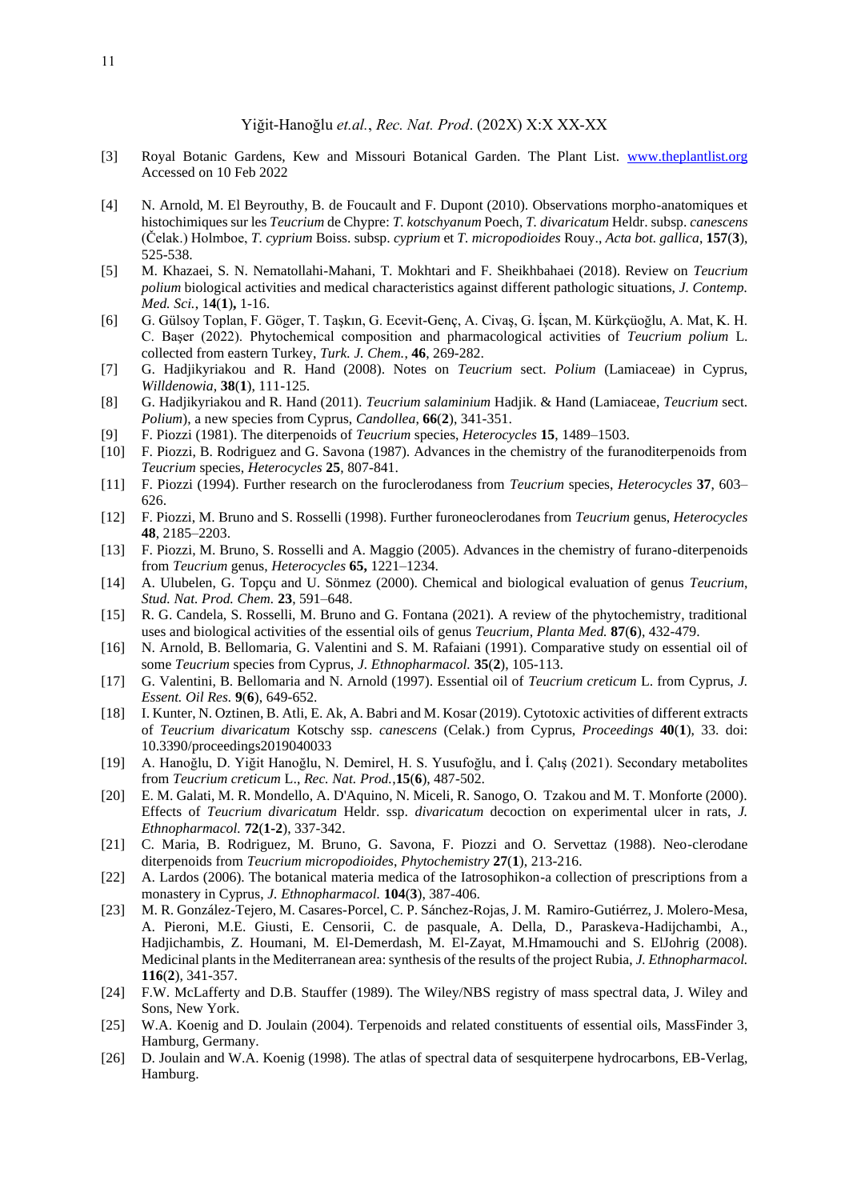[3] Royal Botanic Gardens, Kew and Missouri Botanical Garden. The Plant List. www.theplantlist.org Accessed on 10 Feb 2022

[4] N. Arnold, M. El Beyrouthy, B. de Foucault and F. Dupont (2010). Observations morpho-anatomiques et histochimiques sur les *Teucrium* de Chypre: *T. kotschyanum* Poech, *T. divaricatum* Heldr. subsp. *canescens* (Čelak.) Holmboe, *T. cyprium* Boiss. subsp. *cyprium* et *T. micropodioides* Rouy., *Acta bot. gallica*, **157**(**3**), 525-538.

[5] M. Khazaei, S. N. Nematollahi-Mahani, T. Mokhtari and F. Sheikhbahaei (2018). Review on *Teucrium polium* biological activities and medical characteristics against different pathologic situations, *J. Contemp. Med. Sci.*, 1**4**(**1**)**,** 1-16.

[6] G. Gülsoy Toplan, F. Göger, T. Taşkın, G. Ecevit-Genç, A. Civaş, G. İşcan, M. Kürkçüoğlu, A. Mat, K. H. C. Başer (2022). Phytochemical composition and pharmacological activities of *Teucrium polium* L. collected from eastern Turkey, *Turk. J. Chem.*, **46**, 269-282.

[7] G. Hadjikyriakou and R. Hand (2008). Notes on *Teucrium* sect. *Polium* (Lamiaceae) in Cyprus, *Willdenowia*, **38**(**1**), 111-125.

[8] G. Hadjikyriakou and R. Hand (2011). *Teucrium salaminium* Hadjik. & Hand (Lamiaceae, *Teucrium* sect. *Polium*), a new species from Cyprus, *Candollea*, **66**(**2**), 341-351.

[9] F. Piozzi (1981). The diterpenoids of *Teucrium* species, *Heterocycles* **15**, 1489–1503.

[10] F. Piozzi, B. Rodriguez and G. Savona (1987). Advances in the chemistry of the furanoditerpenoids from *Teucrium* species, *Heterocycles* **25**, 807-841.

[11] F. Piozzi (1994). Further research on the furoclerodaness from *Teucrium* species, *Heterocycles* **37**, 603–626.

[12] F. Piozzi, M. Bruno and S. Rosselli (1998). Further furoneoclerodanes from *Teucrium* genus, *Heterocycles* **48**, 2185–2203.

[13] F. Piozzi, M. Bruno, S. Rosselli and A. Maggio (2005). Advances in the chemistry of furano-diterpenoids from *Teucrium* genus, *Heterocycles* **65,** 1221–1234.

[14] A. Ulubelen, G. Topçu and U. Sönmez (2000). Chemical and biological evaluation of genus *Teucrium*, *Stud. Nat. Prod. Chem.* **23**, 591–648.

[15] R. G. Candela, S. Rosselli, M. Bruno and G. Fontana (2021). A review of the phytochemistry, traditional uses and biological activities of the essential oils of genus *Teucrium, Planta Med.* **87**(**6**), 432-479.

[16] N. Arnold, B. Bellomaria, G. Valentini and S. M. Rafaiani (1991). Comparative study on essential oil of some *Teucrium* species from Cyprus, *J. Ethnopharmacol.* **35**(**2**), 105-113.

[17] G. Valentini, B. Bellomaria and N. Arnold (1997). Essential oil of *Teucrium creticum* L. from Cyprus, *J. Essent. Oil Res.* **9**(**6**), 649-652.

[18] I. Kunter, N. Oztinen, B. Atli, E. Ak, A. Babri and M. Kosar (2019). Cytotoxic activities of different extracts of *Teucrium divaricatum* Kotschy ssp. *canescens* (Celak.) from Cyprus, *Proceedings* **40**(**1**), 33. doi: 10.3390/proceedings2019040033

[19] A. Hanoğlu, D. Yiğit Hanoğlu, N. Demirel, H. S. Yusufoğlu, and İ. Çalış (2021). Secondary metabolites from *Teucrium creticum* L., *Rec. Nat. Prod.*,**15**(**6**), 487-502.

[20] E. M. Galati, M. R. Mondello, A. D'Aquino, N. Miceli, R. Sanogo, O. Tzakou and M. T. Monforte (2000). Effects of *Teucrium divaricatum* Heldr. ssp. *divaricatum* decoction on experimental ulcer in rats, *J. Ethnopharmacol.* **72**(**1-2**), 337-342.

[21] C. Maria, B. Rodriguez, M. Bruno, G. Savona, F. Piozzi and O. Servettaz (1988). Neo-clerodane diterpenoids from *Teucrium micropodioides*, *Phytochemistry* **27**(**1**), 213-216.

[22] A. Lardos (2006). The botanical materia medica of the Iatrosophikon-a collection of prescriptions from a monastery in Cyprus, *J. Ethnopharmacol.* **104**(**3**), 387-406.

[23] M. R. González-Tejero, M. Casares-Porcel, C. P. Sánchez-Rojas, J. M. Ramiro-Gutiérrez, J. Molero-Mesa, A. Pieroni, M.E. Giusti, E. Censorii, C. de pasquale, A. Della, D., Paraskeva-Hadijchambi, A., Hadjichambis, Z. Houmani, M. El-Demerdash, M. El-Zayat, M.Hmamouchi and S. ElJohrig (2008). Medicinal plants in the Mediterranean area: synthesis of the results of the project Rubia, *J. Ethnopharmacol.* **116**(**2**), 341-357.

[24] F.W. McLafferty and D.B. Stauffer (1989). The Wiley/NBS registry of mass spectral data, J. Wiley and Sons, New York.

[25] W.A. Koenig and D. Joulain (2004). Terpenoids and related constituents of essential oils, MassFinder 3, Hamburg, Germany.

[26] D. Joulain and W.A. Koenig (1998). The atlas of spectral data of sesquiterpene hydrocarbons, EB-Verlag, Hamburg.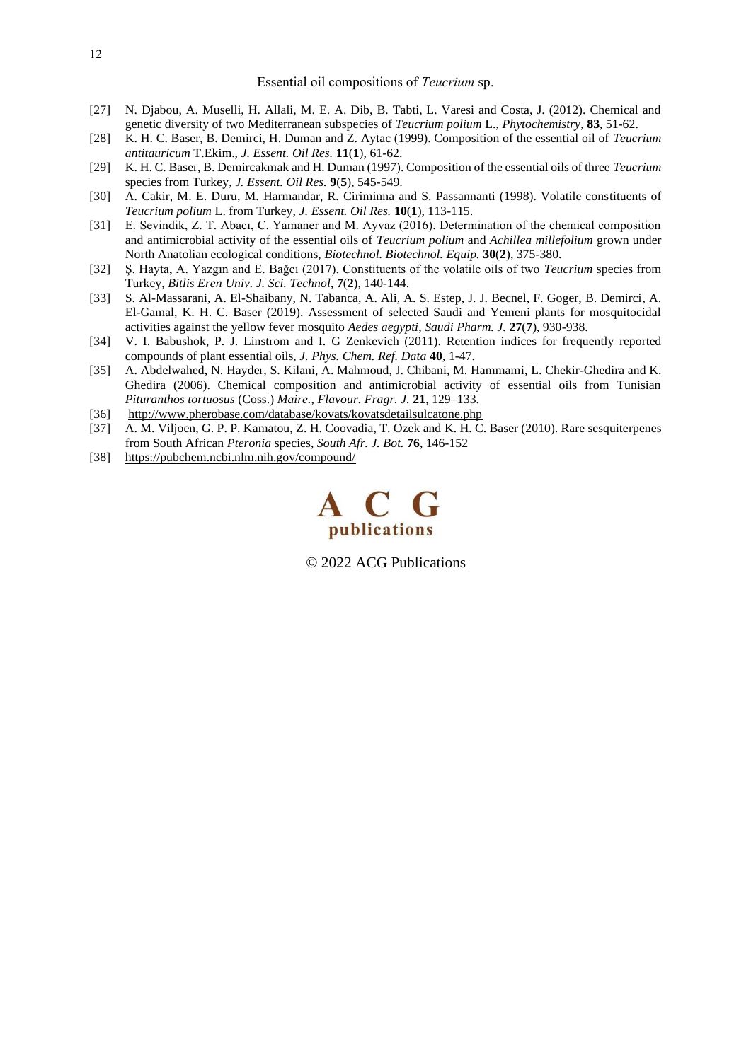[27] N. Djabou, A. Muselli, H. Allali, M. E. A. Dib, B. Tabti, L. Varesi and Costa, J. (2012). Chemical and genetic diversity of two Mediterranean subspecies of *Teucrium polium* L., *Phytochemistry*, **83**, 51-62.

[28] K. H. C. Baser, B. Demirci, H. Duman and Z. Aytac (1999). Composition of the essential oil of *Teucrium antitauricum* T.Ekim., *J. Essent. Oil Res.* **11**(**1**), 61-62.

[29] K. H. C. Baser, B. Demircakmak and H. Duman (1997). Composition of the essential oils of three *Teucrium* species from Turkey, *J. Essent. Oil Res.* **9**(**5**), 545-549.

[30] A. Cakir, M. E. Duru, M. Harmandar, R. Ciriminna and S. Passannanti (1998). Volatile constituents of *Teucrium polium* L. from Turkey, *J. Essent. Oil Res.* **10**(**1**), 113-115.

[31] E. Sevindik, Z. T. Abacı, C. Yamaner and M. Ayvaz (2016). Determination of the chemical composition and antimicrobial activity of the essential oils of *Teucrium polium* and *Achillea millefolium* grown under North Anatolian ecological conditions, *Biotechnol. Biotechnol. Equip.* **30**(**2**), 375-380.

[32] Ş. Hayta, A. Yazgın and E. Bağcı (2017). Constituents of the volatile oils of two *Teucrium* species from Turkey, *Bitlis Eren Univ. J. Sci. Technol*, **7**(**2**), 140-144.

[33] S. Al-Massarani, A. El-Shaibany, N. Tabanca, A. Ali, A. S. Estep, J. J. Becnel, F. Goger, B. Demirci, A. El-Gamal, K. H. C. Baser (2019). Assessment of selected Saudi and Yemeni plants for mosquitocidal activities against the yellow fever mosquito *Aedes aegypti*, *Saudi Pharm. J.* **27**(**7**), 930-938.

[34] V. I. Babushok, P. J. Linstrom and I. G Zenkevich (2011). Retention indices for frequently reported compounds of plant essential oils, *J. Phys. Chem. Ref. Data* **40**, 1-47.

[35] A. Abdelwahed, N. Hayder, S. Kilani, A. Mahmoud, J. Chibani, M. Hammami, L. Chekir-Ghedira and K. Ghedira (2006). Chemical composition and antimicrobial activity of essential oils from Tunisian *Pituranthos tortuosus* (Coss.) *Maire., Flavour. Fragr. J.* **21**, 129–133.

[36] http://www.pherobase.com/database/kovats/kovatsdetailsulcatone.php

[37] A. M. Viljoen, G. P. P. Kamatou, Z. H. Coovadia, T. Ozek and K. H. C. Baser (2010). Rare sesquiterpenes from South African *Pteronia* species, *South Afr. J. Bot.* **76**, 146-152

[38] https://pubchem.ncbi.nlm.nih.gov/compound/

A C G
publications

© 2022 ACG Publications